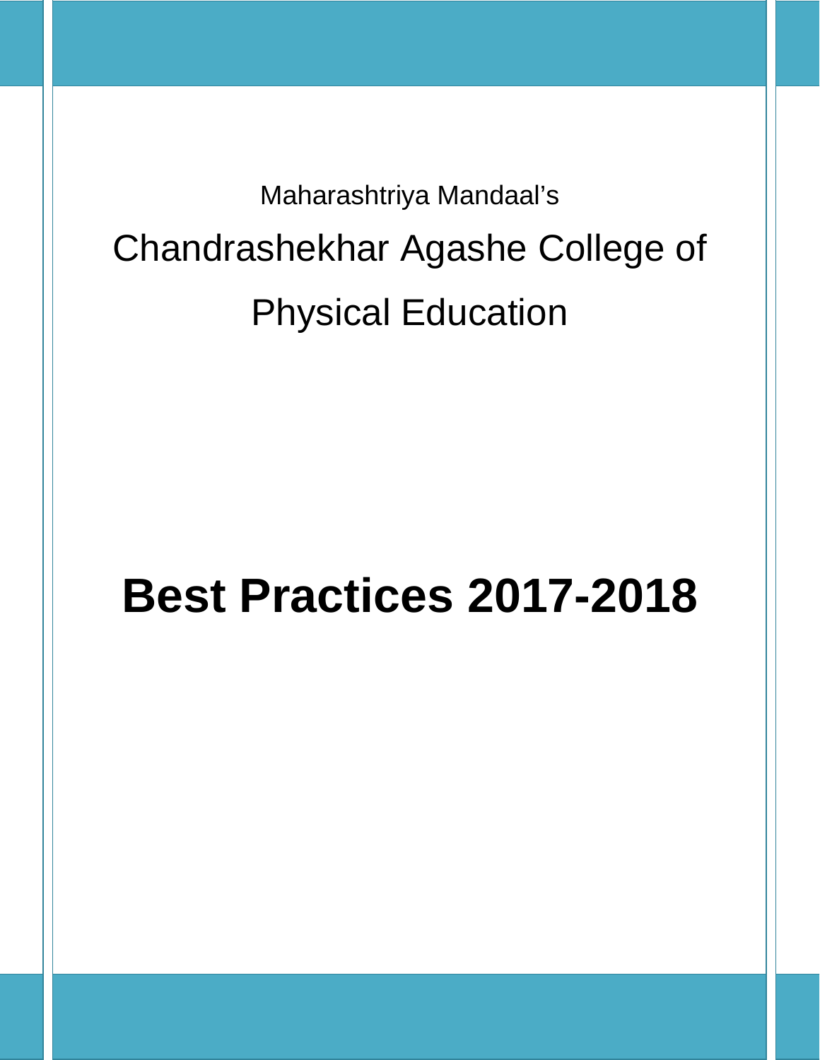Maharashtriya Mandaal’s

# Chandrashekhar Agashe College of Physical Education

# Best Practices 2017-2018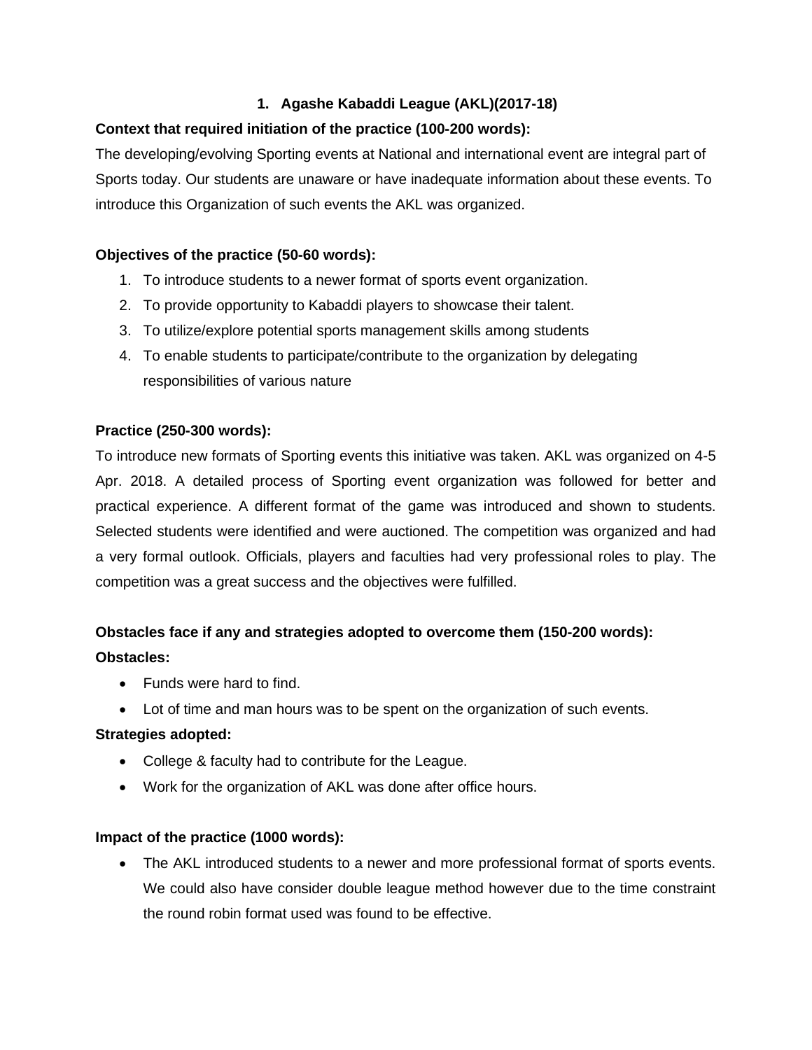## 1. Agashe Kabaddi League (AKL)(2017-18)

**Context that required initiation of the practice (100-200 words):**

The developing/evolving Sporting events at National and international event are integral part of Sports today. Our students are unaware or have inadequate information about these events. To introduce this Organization of such events the AKL was organized.

**Objectives of the practice (50-60 words):**

1. To introduce students to a newer format of sports event organization.
2. To provide opportunity to Kabaddi players to showcase their talent.
3. To utilize/explore potential sports management skills among students
4. To enable students to participate/contribute to the organization by delegating responsibilities of various nature

**Practice (250-300 words):**

To introduce new formats of Sporting events this initiative was taken. AKL was organized on 4-5 Apr. 2018. A detailed process of Sporting event organization was followed for better and practical experience. A different format of the game was introduced and shown to students. Selected students were identified and were auctioned. The competition was organized and had a very formal outlook. Officials, players and faculties had very professional roles to play. The competition was a great success and the objectives were fulfilled.

**Obstacles face if any and strategies adopted to overcome them (150-200 words):**

**Obstacles:**

- Funds were hard to find.
- Lot of time and man hours was to be spent on the organization of such events.

**Strategies adopted:**

- College & faculty had to contribute for the League.
- Work for the organization of AKL was done after office hours.

**Impact of the practice (1000 words):**

- The AKL introduced students to a newer and more professional format of sports events. We could also have consider double league method however due to the time constraint the round robin format used was found to be effective.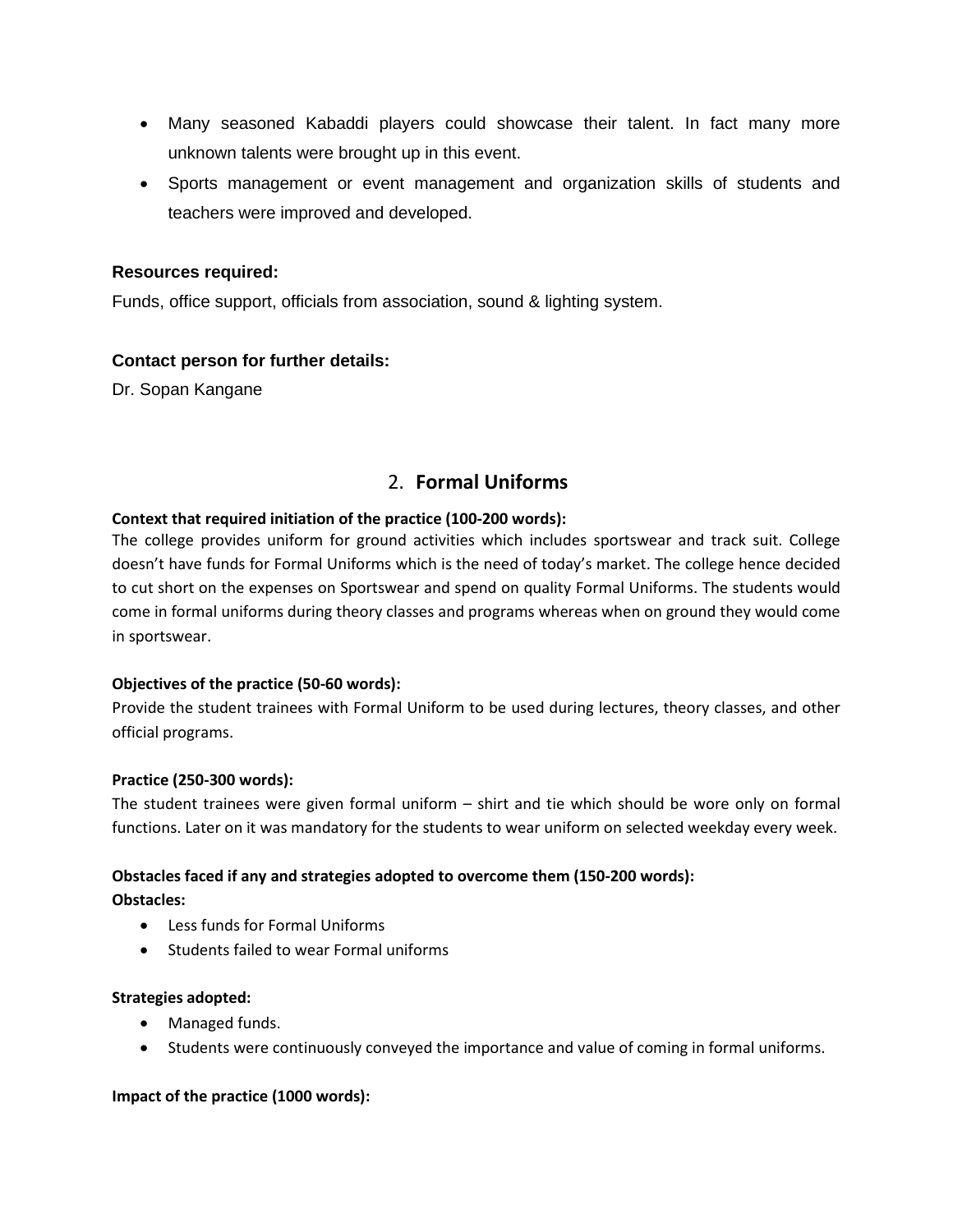- Many seasoned Kabaddi players could showcase their talent. In fact many more unknown talents were brought up in this event.
- Sports management or event management and organization skills of students and teachers were improved and developed.

**Resources required:**

Funds, office support, officials from association, sound & lighting system.

**Contact person for further details:**

Dr. Sopan Kangane

## 2. Formal Uniforms

**Context that required initiation of the practice (100-200 words):**

The college provides uniform for ground activities which includes sportswear and track suit. College doesn't have funds for Formal Uniforms which is the need of today's market. The college hence decided to cut short on the expenses on Sportswear and spend on quality Formal Uniforms. The students would come in formal uniforms during theory classes and programs whereas when on ground they would come in sportswear.

**Objectives of the practice (50-60 words):**

Provide the student trainees with Formal Uniform to be used during lectures, theory classes, and other official programs.

**Practice (250-300 words):**

The student trainees were given formal uniform – shirt and tie which should be wore only on formal functions. Later on it was mandatory for the students to wear uniform on selected weekday every week.

**Obstacles faced if any and strategies adopted to overcome them (150-200 words):**

**Obstacles:**

- Less funds for Formal Uniforms
- Students failed to wear Formal uniforms

**Strategies adopted:**

- Managed funds.
- Students were continuously conveyed the importance and value of coming in formal uniforms.

**Impact of the practice (1000 words):**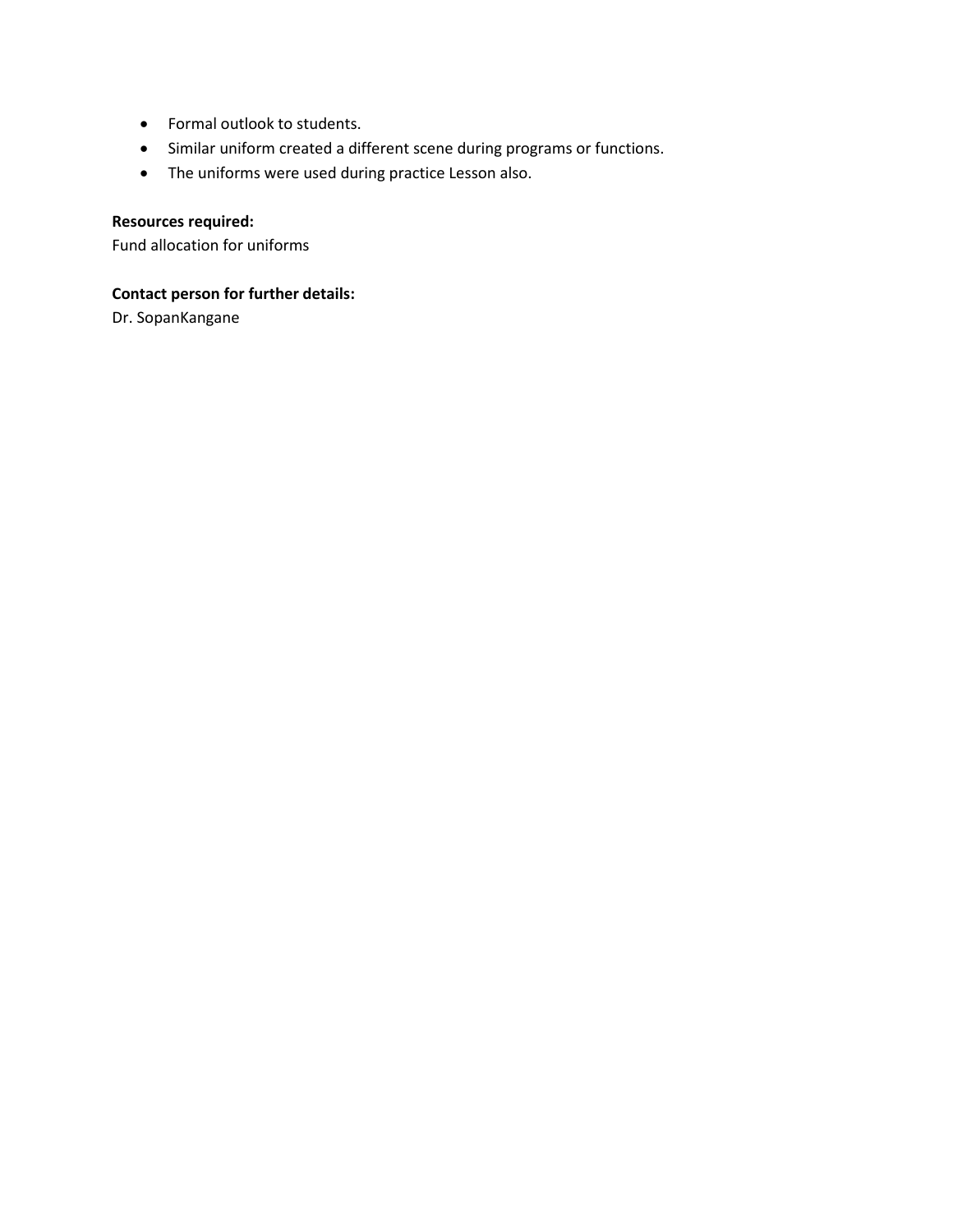- Formal outlook to students.
- Similar uniform created a different scene during programs or functions.
- The uniforms were used during practice Lesson also.

**Resources required:**
Fund allocation for uniforms

**Contact person for further details:**
Dr. SopanKangane